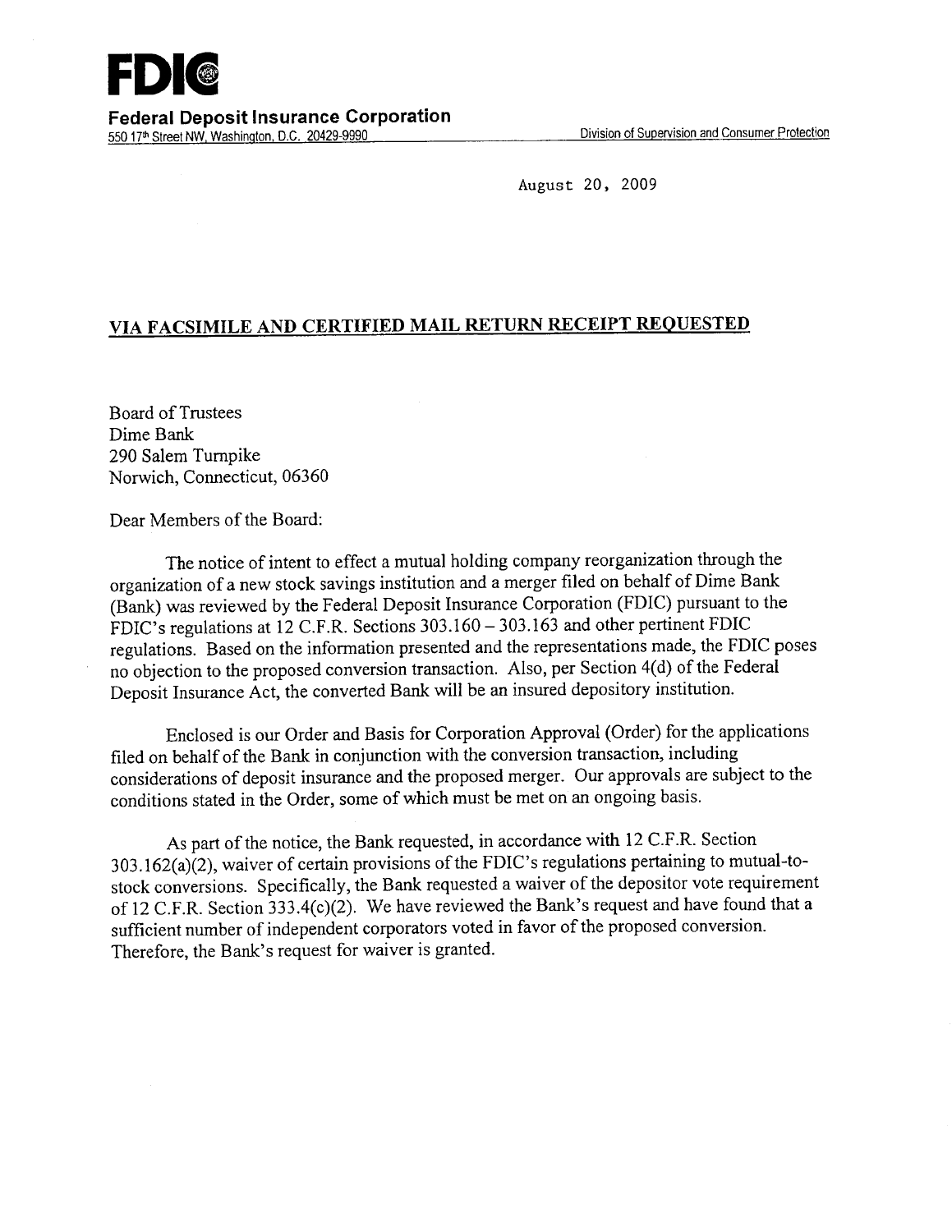**FDIC**

**Federal Deposit Insurance Corporation**
550 17th Street NW, Washington, D.C. 20429-9990

Division of Supervision and Consumer Protection

August 20, 2009

**VIA FACSIMILE AND CERTIFIED MAIL RETURN RECEIPT REQUESTED**

Board of Trustees
Dime Bank
290 Salem Turnpike
Norwich, Connecticut, 06360

Dear Members of the Board:

The notice of intent to effect a mutual holding company reorganization through the organization of a new stock savings institution and a merger filed on behalf of Dime Bank (Bank) was reviewed by the Federal Deposit Insurance Corporation (FDIC) pursuant to the FDIC's regulations at 12 C.F.R. Sections 303.160 – 303.163 and other pertinent FDIC regulations. Based on the information presented and the representations made, the FDIC poses no objection to the proposed conversion transaction. Also, per Section 4(d) of the Federal Deposit Insurance Act, the converted Bank will be an insured depository institution.

Enclosed is our Order and Basis for Corporation Approval (Order) for the applications filed on behalf of the Bank in conjunction with the conversion transaction, including considerations of deposit insurance and the proposed merger. Our approvals are subject to the conditions stated in the Order, some of which must be met on an ongoing basis.

As part of the notice, the Bank requested, in accordance with 12 C.F.R. Section 303.162(a)(2), waiver of certain provisions of the FDIC's regulations pertaining to mutual-to-stock conversions. Specifically, the Bank requested a waiver of the depositor vote requirement of 12 C.F.R. Section 333.4(c)(2). We have reviewed the Bank's request and have found that a sufficient number of independent corporators voted in favor of the proposed conversion. Therefore, the Bank's request for waiver is granted.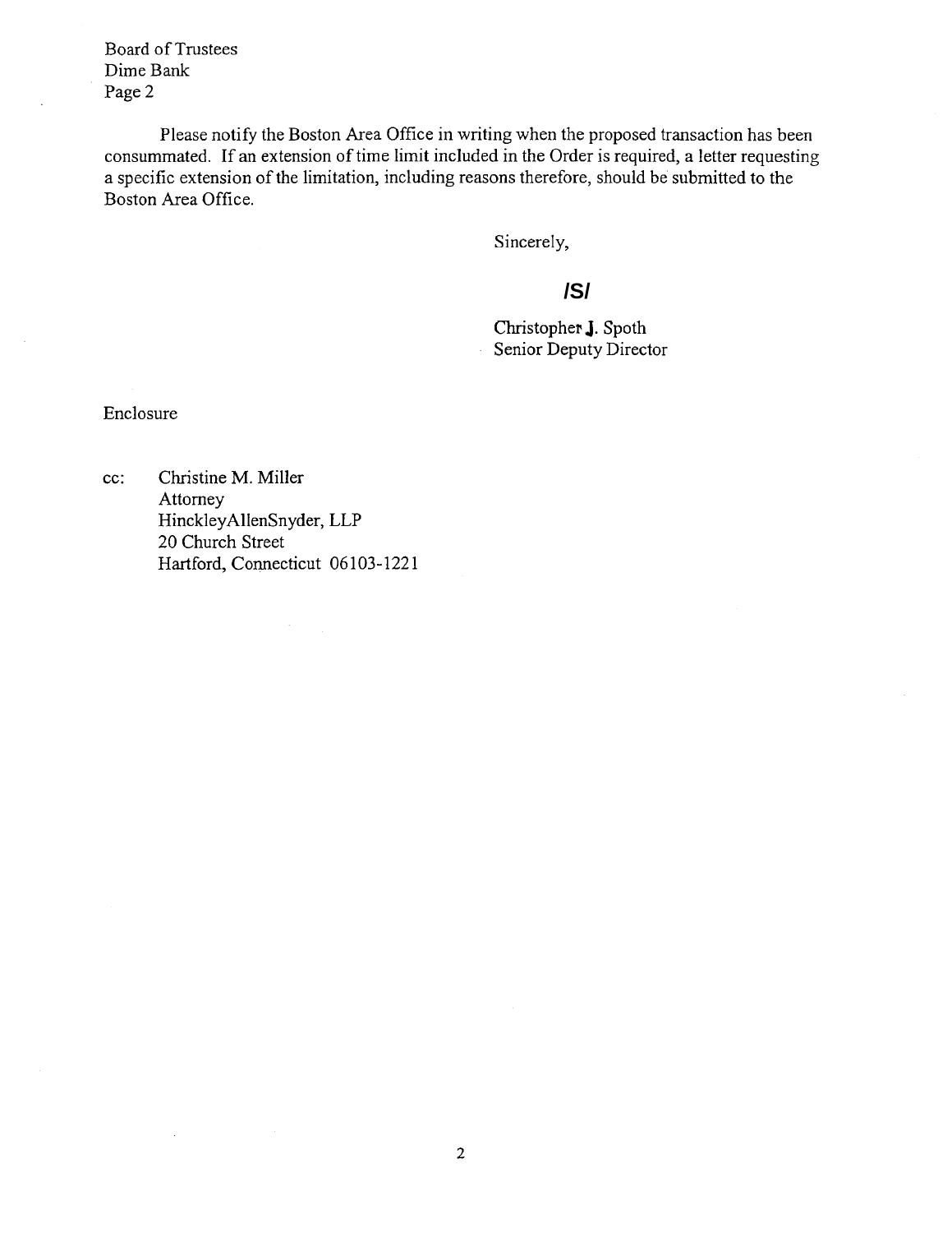Board of Trustees
Dime Bank
Page 2

Please notify the Boston Area Office in writing when the proposed transaction has been consummated. If an extension of time limit included in the Order is required, a letter requesting a specific extension of the limitation, including reasons therefore, should be submitted to the Boston Area Office.

Sincerely,

**/S/**

Christopher J. Spoth
Senior Deputy Director

Enclosure

cc: Christine M. Miller
Attorney
HinckleyAllenSnyder, LLP
20 Church Street
Hartford, Connecticut 06103-1221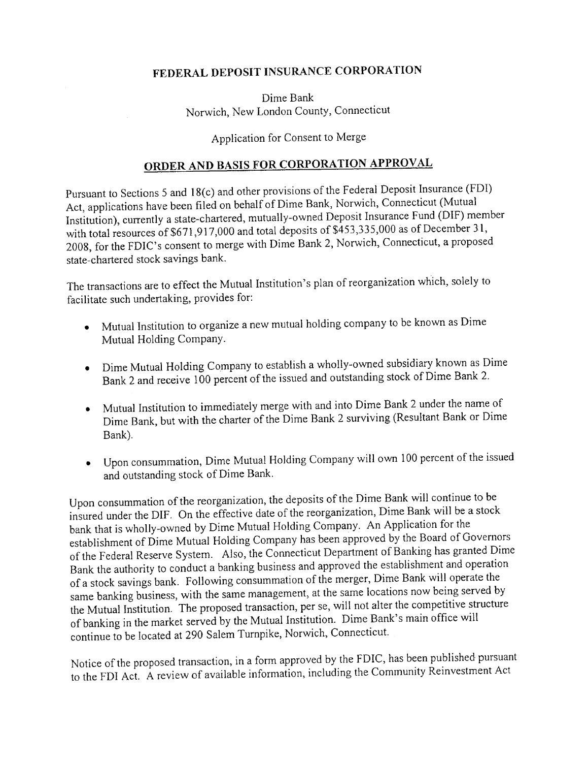**FEDERAL DEPOSIT INSURANCE CORPORATION**

Dime Bank
Norwich, New London County, Connecticut

Application for Consent to Merge

**ORDER AND BASIS FOR CORPORATION APPROVAL**

Pursuant to Sections 5 and 18(c) and other provisions of the Federal Deposit Insurance (FDI) Act, applications have been filed on behalf of Dime Bank, Norwich, Connecticut (Mutual Institution), currently a state-chartered, mutually-owned Deposit Insurance Fund (DIF) member with total resources of $671,917,000 and total deposits of $453,335,000 as of December 31, 2008, for the FDIC's consent to merge with Dime Bank 2, Norwich, Connecticut, a proposed state-chartered stock savings bank.

The transactions are to effect the Mutual Institution's plan of reorganization which, solely to facilitate such undertaking, provides for:

- Mutual Institution to organize a new mutual holding company to be known as Dime Mutual Holding Company.
- Dime Mutual Holding Company to establish a wholly-owned subsidiary known as Dime Bank 2 and receive 100 percent of the issued and outstanding stock of Dime Bank 2.
- Mutual Institution to immediately merge with and into Dime Bank 2 under the name of Dime Bank, but with the charter of the Dime Bank 2 surviving (Resultant Bank or Dime Bank).
- Upon consummation, Dime Mutual Holding Company will own 100 percent of the issued and outstanding stock of Dime Bank.

Upon consummation of the reorganization, the deposits of the Dime Bank will continue to be insured under the DIF. On the effective date of the reorganization, Dime Bank will be a stock bank that is wholly-owned by Dime Mutual Holding Company. An Application for the establishment of Dime Mutual Holding Company has been approved by the Board of Governors of the Federal Reserve System. Also, the Connecticut Department of Banking has granted Dime Bank the authority to conduct a banking business and approved the establishment and operation of a stock savings bank. Following consummation of the merger, Dime Bank will operate the same banking business, with the same management, at the same locations now being served by the Mutual Institution. The proposed transaction, per se, will not alter the competitive structure of banking in the market served by the Mutual Institution. Dime Bank's main office will continue to be located at 290 Salem Turnpike, Norwich, Connecticut.

Notice of the proposed transaction, in a form approved by the FDIC, has been published pursuant to the FDI Act. A review of available information, including the Community Reinvestment Act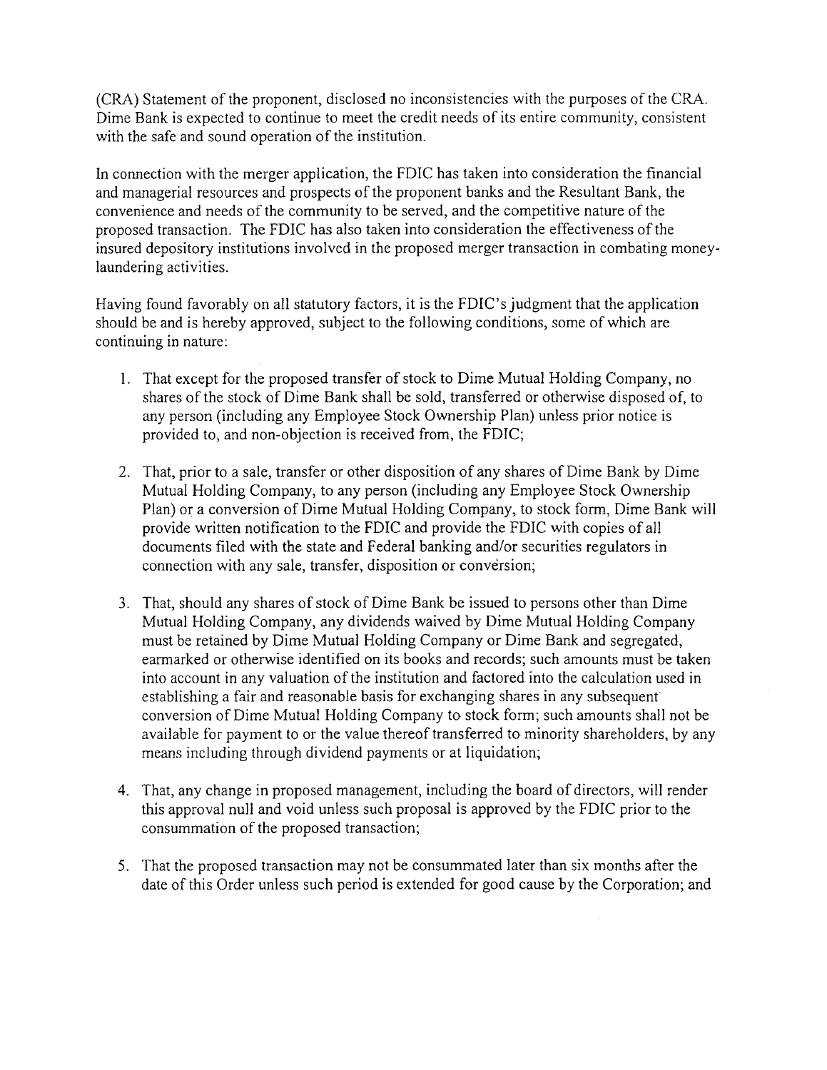(CRA) Statement of the proponent, disclosed no inconsistencies with the purposes of the CRA. Dime Bank is expected to continue to meet the credit needs of its entire community, consistent with the safe and sound operation of the institution.

In connection with the merger application, the FDIC has taken into consideration the financial and managerial resources and prospects of the proponent banks and the Resultant Bank, the convenience and needs of the community to be served, and the competitive nature of the proposed transaction. The FDIC has also taken into consideration the effectiveness of the insured depository institutions involved in the proposed merger transaction in combating money-laundering activities.

Having found favorably on all statutory factors, it is the FDIC's judgment that the application should be and is hereby approved, subject to the following conditions, some of which are continuing in nature:

1. That except for the proposed transfer of stock to Dime Mutual Holding Company, no shares of the stock of Dime Bank shall be sold, transferred or otherwise disposed of, to any person (including any Employee Stock Ownership Plan) unless prior notice is provided to, and non-objection is received from, the FDIC;

2. That, prior to a sale, transfer or other disposition of any shares of Dime Bank by Dime Mutual Holding Company, to any person (including any Employee Stock Ownership Plan) or a conversion of Dime Mutual Holding Company, to stock form, Dime Bank will provide written notification to the FDIC and provide the FDIC with copies of all documents filed with the state and Federal banking and/or securities regulators in connection with any sale, transfer, disposition or conversion;

3. That, should any shares of stock of Dime Bank be issued to persons other than Dime Mutual Holding Company, any dividends waived by Dime Mutual Holding Company must be retained by Dime Mutual Holding Company or Dime Bank and segregated, earmarked or otherwise identified on its books and records; such amounts must be taken into account in any valuation of the institution and factored into the calculation used in establishing a fair and reasonable basis for exchanging shares in any subsequent conversion of Dime Mutual Holding Company to stock form; such amounts shall not be available for payment to or the value thereof transferred to minority shareholders, by any means including through dividend payments or at liquidation;

4. That, any change in proposed management, including the board of directors, will render this approval null and void unless such proposal is approved by the FDIC prior to the consummation of the proposed transaction;

5. That the proposed transaction may not be consummated later than six months after the date of this Order unless such period is extended for good cause by the Corporation; and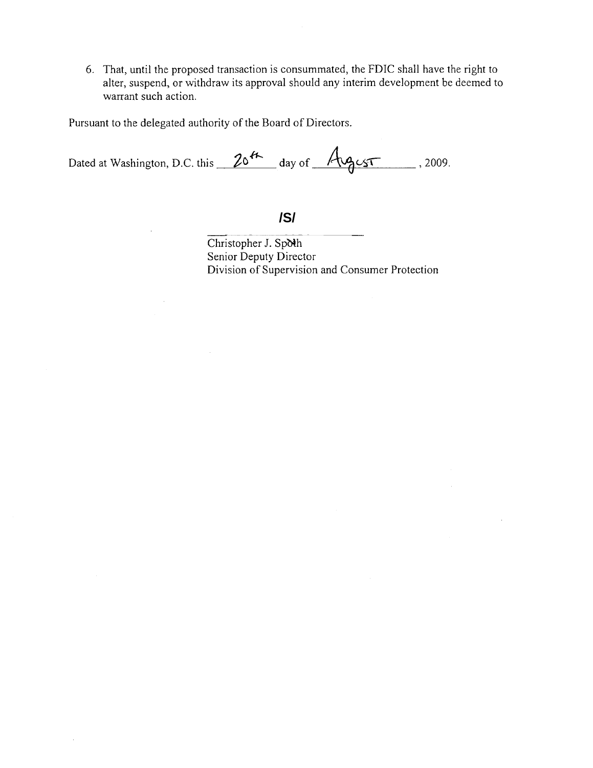6. That, until the proposed transaction is consummated, the FDIC shall have the right to alter, suspend, or withdraw its approval should any interim development be deemed to warrant such action.

Pursuant to the delegated authority of the Board of Directors.

Dated at Washington, D.C. this 20th day of August, 2009.

/S/

Christopher J. Spoth
Senior Deputy Director
Division of Supervision and Consumer Protection